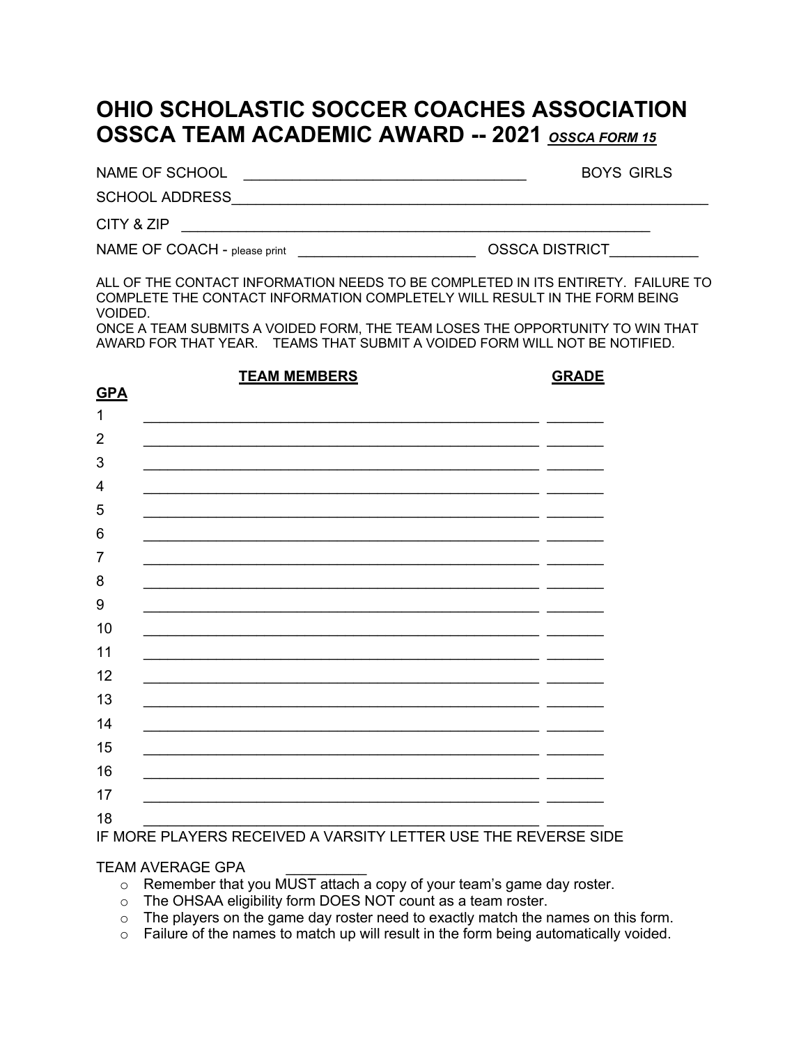# OHIO SCHOLASTIC SOCCER COACHES ASSOCIATION
# OSSCA TEAM ACADEMIC AWARD -- 2021 *OSSCA FORM 15*

NAME OF SCHOOL \_\_\_\_\_\_\_\_\_\_\_\_\_\_\_\_\_\_\_\_\_\_\_\_\_\_\_\_\_\_\_\_\_\_\_\_ BOYS GIRLS

SCHOOL ADDRESS\_\_\_\_\_\_\_\_\_\_\_\_\_\_\_\_\_\_\_\_\_\_\_\_\_\_\_\_\_\_\_\_\_\_\_\_\_\_\_\_\_\_\_\_\_\_\_\_\_\_\_\_\_\_\_\_\_\_\_\_

CITY & ZIP \_\_\_\_\_\_\_\_\_\_\_\_\_\_\_\_\_\_\_\_\_\_\_\_\_\_\_\_\_\_\_\_\_\_\_\_\_\_\_\_\_\_\_\_\_\_\_\_\_\_\_\_\_\_\_\_\_\_

NAME OF COACH - please print \_\_\_\_\_\_\_\_\_\_\_\_\_\_\_\_\_\_\_\_\_\_\_ OSSCA DISTRICT\_\_\_\_\_\_\_\_\_\_\_

ALL OF THE CONTACT INFORMATION NEEDS TO BE COMPLETED IN ITS ENTIRETY. FAILURE TO COMPLETE THE CONTACT INFORMATION COMPLETELY WILL RESULT IN THE FORM BEING VOIDED.
ONCE A TEAM SUBMITS A VOIDED FORM, THE TEAM LOSES THE OPPORTUNITY TO WIN THAT AWARD FOR THAT YEAR. TEAMS THAT SUBMIT A VOIDED FORM WILL NOT BE NOTIFIED.

| GPA | TEAM MEMBERS | GRADE |
|---|---|---|
| 1 | | |
| 2 | | |
| 3 | | |
| 4 | | |
| 5 | | |
| 6 | | |
| 7 | | |
| 8 | | |
| 9 | | |
| 10 | | |
| 11 | | |
| 12 | | |
| 13 | | |
| 14 | | |
| 15 | | |
| 16 | | |
| 17 | | |
| 18 | | |

IF MORE PLAYERS RECEIVED A VARSITY LETTER USE THE REVERSE SIDE

TEAM AVERAGE GPA \_\_\_\_\_\_\_\_\_\_

- Remember that you MUST attach a copy of your team's game day roster.
- The OHSAA eligibility form DOES NOT count as a team roster.
- The players on the game day roster need to exactly match the names on this form.
- Failure of the names to match up will result in the form being automatically voided.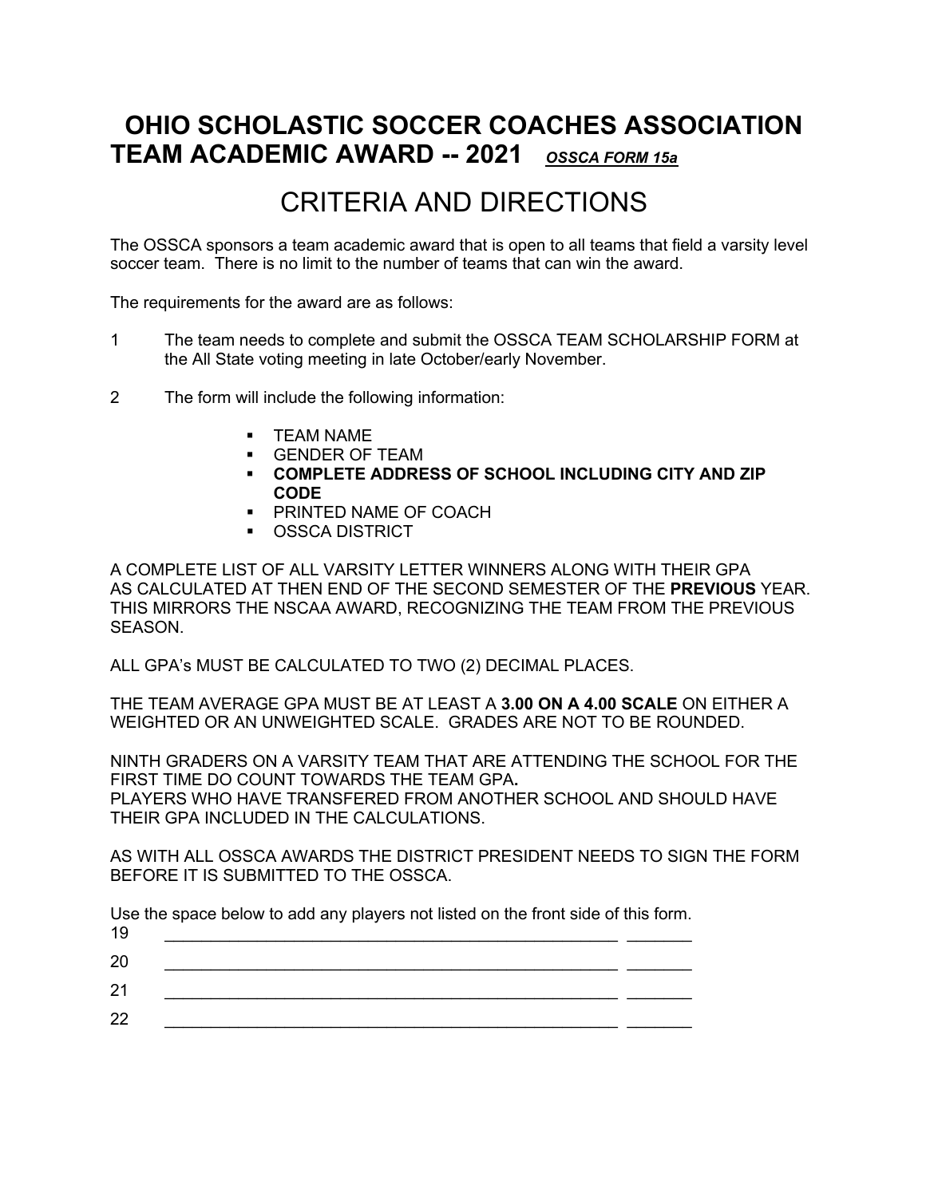# OHIO SCHOLASTIC SOCCER COACHES ASSOCIATION TEAM ACADEMIC AWARD -- 2021 ***OSSCA FORM 15a***

## CRITERIA AND DIRECTIONS

The OSSCA sponsors a team academic award that is open to all teams that field a varsity level soccer team. There is no limit to the number of teams that can win the award.

The requirements for the award are as follows:

1. The team needs to complete and submit the OSSCA TEAM SCHOLARSHIP FORM at the All State voting meeting in late October/early November.

2. The form will include the following information:

   - TEAM NAME
   - GENDER OF TEAM
   - **COMPLETE ADDRESS OF SCHOOL INCLUDING CITY AND ZIP CODE**
   - PRINTED NAME OF COACH
   - OSSCA DISTRICT

A COMPLETE LIST OF ALL VARSITY LETTER WINNERS ALONG WITH THEIR GPA AS CALCULATED AT THEN END OF THE SECOND SEMESTER OF THE **PREVIOUS** YEAR. THIS MIRRORS THE NSCAA AWARD, RECOGNIZING THE TEAM FROM THE PREVIOUS SEASON.

ALL GPA's MUST BE CALCULATED TO TWO (2) DECIMAL PLACES.

THE TEAM AVERAGE GPA MUST BE AT LEAST A **3.00 ON A 4.00 SCALE** ON EITHER A WEIGHTED OR AN UNWEIGHTED SCALE. GRADES ARE NOT TO BE ROUNDED.

NINTH GRADERS ON A VARSITY TEAM THAT ARE ATTENDING THE SCHOOL FOR THE FIRST TIME DO COUNT TOWARDS THE TEAM GPA**.**
PLAYERS WHO HAVE TRANSFERED FROM ANOTHER SCHOOL AND SHOULD HAVE THEIR GPA INCLUDED IN THE CALCULATIONS.

AS WITH ALL OSSCA AWARDS THE DISTRICT PRESIDENT NEEDS TO SIGN THE FORM BEFORE IT IS SUBMITTED TO THE OSSCA.

Use the space below to add any players not listed on the front side of this form.

19 ____________________________________________________ _______

20 ____________________________________________________ _______

21 ____________________________________________________ _______

22 ____________________________________________________ _______